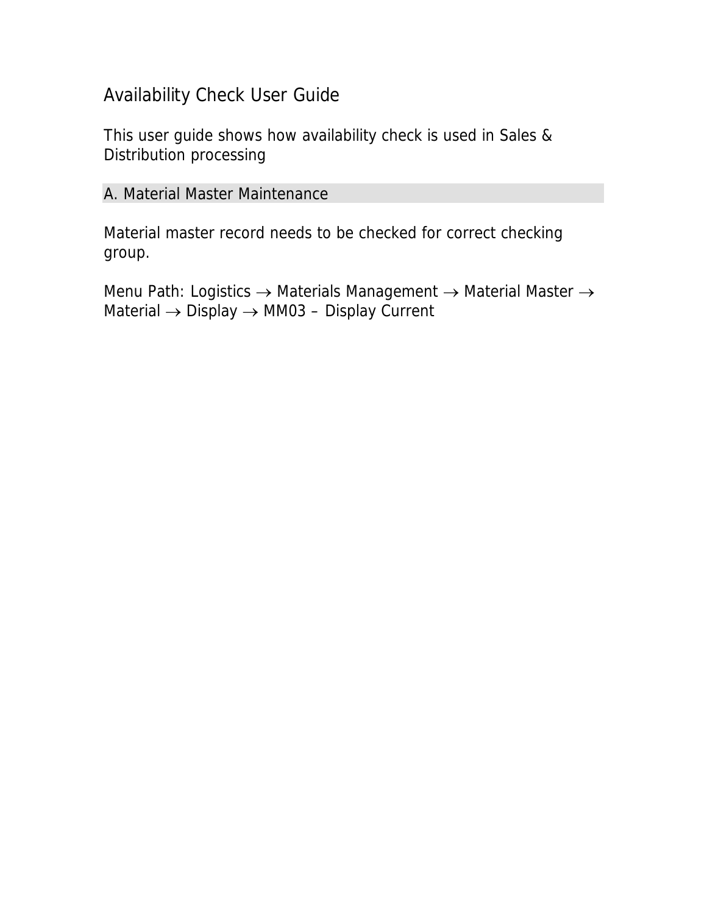# Availability Check User Guide

This user guide shows how availability check is used in Sales & Distribution processing

## A. Material Master Maintenance

Material master record needs to be checked for correct checking group.

Menu Path: Logistics → Materials Management → Material Master → Material → Display → MM03 – Display Current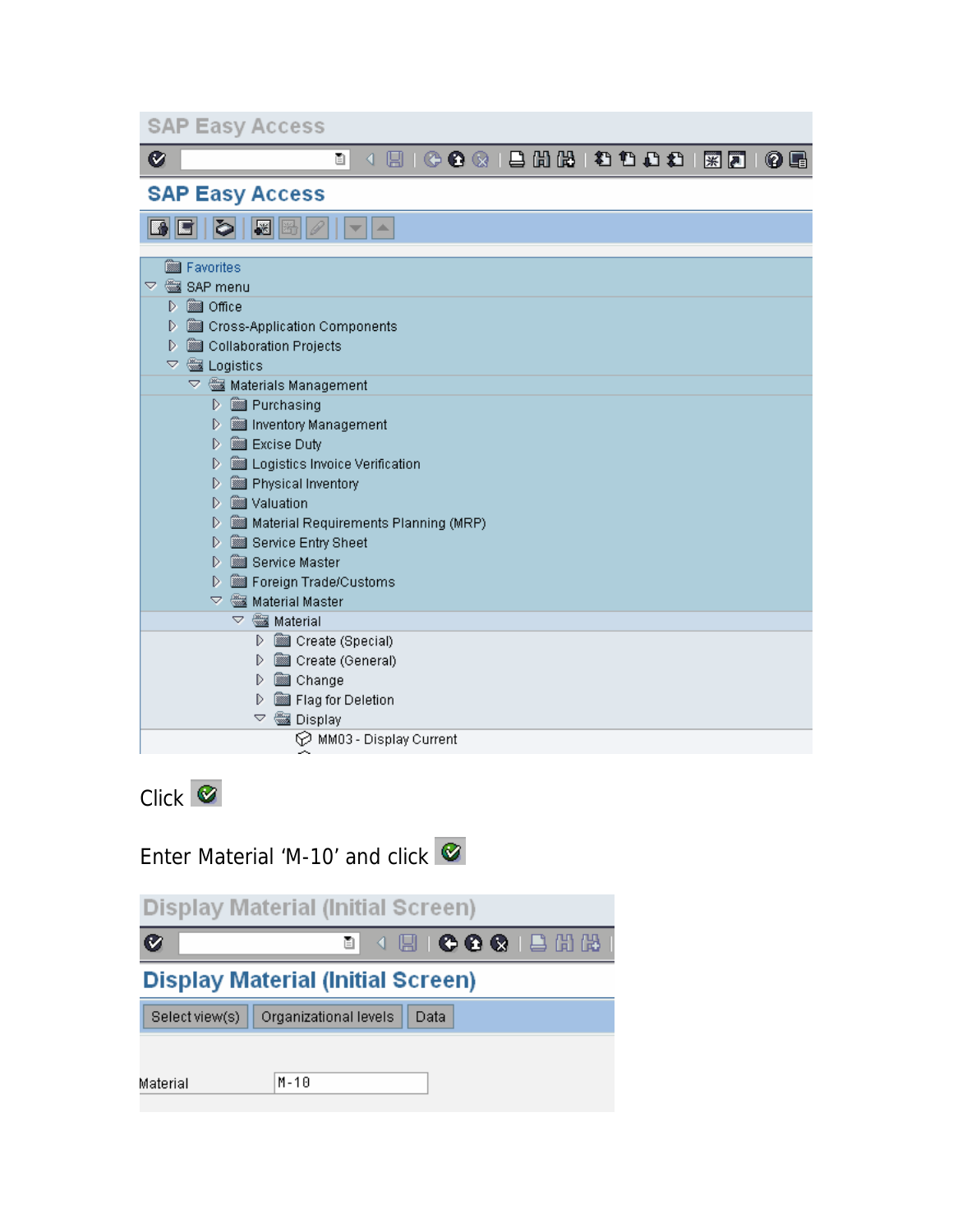Click

Enter Material 'M-10' and click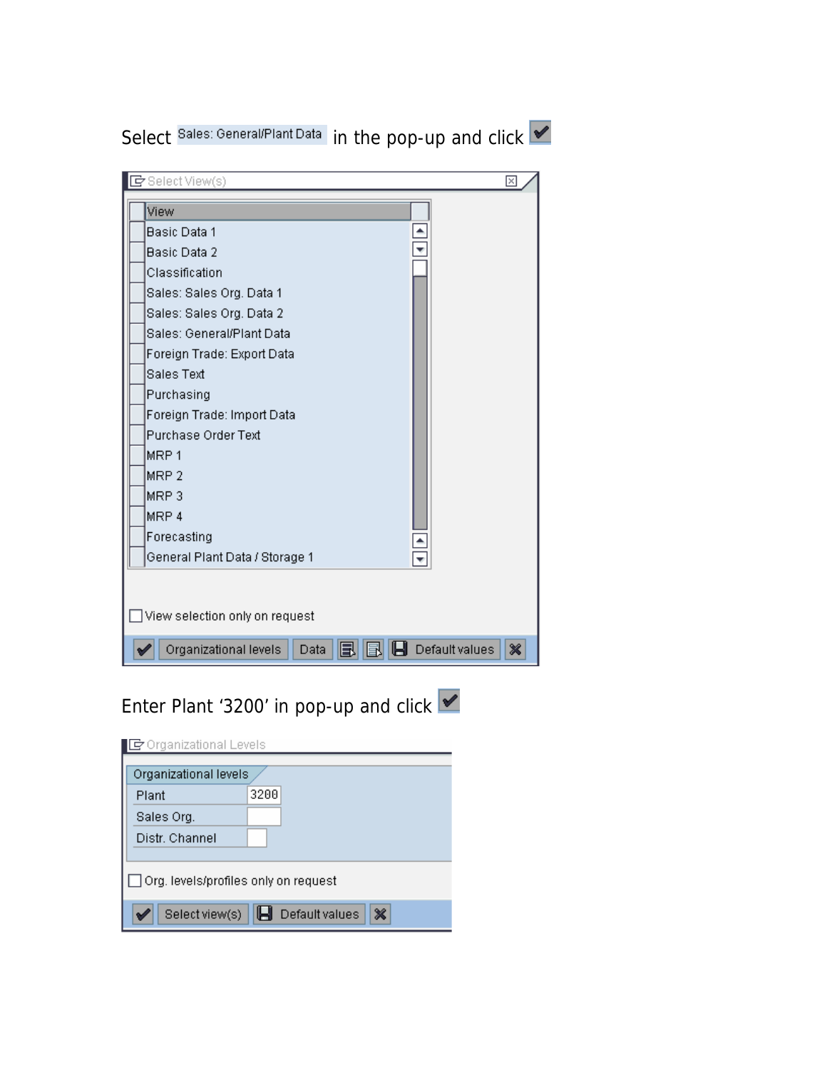Select Sales: General/Plant Data in the pop-up and click ✔

Select View(s)

| View |
| --- |
| Basic Data 1 |
| Basic Data 2 |
| Classification |
| Sales: Sales Org. Data 1 |
| Sales: Sales Org. Data 2 |
| Sales: General/Plant Data |
| Foreign Trade: Export Data |
| Sales Text |
| Purchasing |
| Foreign Trade: Import Data |
| Purchase Order Text |
| MRP 1 |
| MRP 2 |
| MRP 3 |
| MRP 4 |
| Forecasting |
| General Plant Data / Storage 1 |

☐ View selection only on request

✔ Organizational levels | Data | Default values | ✖

Enter Plant '3200' in pop-up and click ✔

Organizational Levels

| Organizational levels | |
| --- | --- |
| Plant | 3200 |
| Sales Org. | |
| Distr. Channel | |

☐ Org. levels/profiles only on request

✔ Select view(s) | Default values | ✖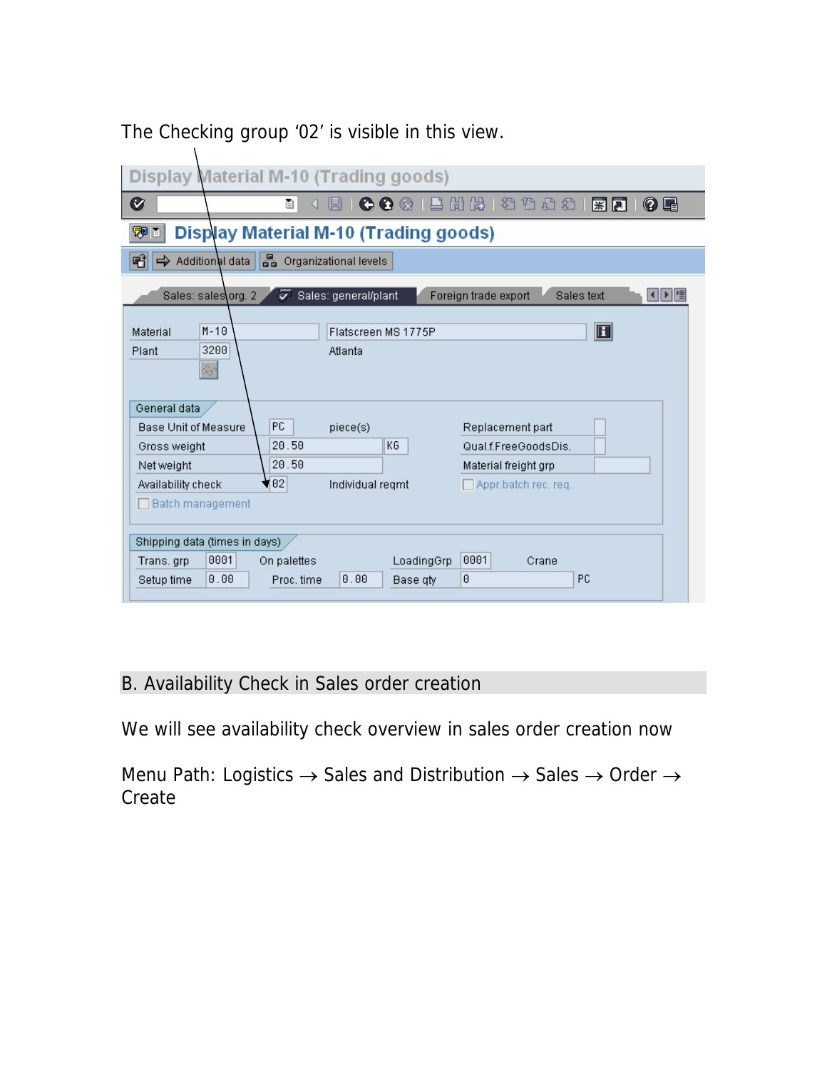The Checking group '02' is visible in this view.

Display Material M-10 (Trading goods)

Display Material M-10 (Trading goods)

Additional data | Organizational levels

Sales: sales org. 2 | Sales: general/plant | Foreign trade export | Sales text

| | | |
|---|---|---|
| Material | M-10 | Flatscreen MS 1775P |
| Plant | 3200 | Atlanta |

General data

| | | | | |
|---|---|---|---|---|
| Base Unit of Measure | PC | piece(s) | Replacement part | |
| Gross weight | 20.50 | KG | Qual.f.FreeGoodsDis. | |
| Net weight | 20.50 | | Material freight grp | |
| Availability check | 02 | Individual reqmt | Appr.batch rec. req. | |
| Batch management | | | | |

Shipping data (times in days)

| | | | | | | |
|---|---|---|---|---|---|---|
| Trans. grp | 0001 | On palettes | | LoadingGrp | 0001 | Crane |
| Setup time | 0.00 | Proc. time | 0.00 | Base qty | 0 | PC |

## B. Availability Check in Sales order creation

We will see availability check overview in sales order creation now

Menu Path: Logistics → Sales and Distribution → Sales → Order → Create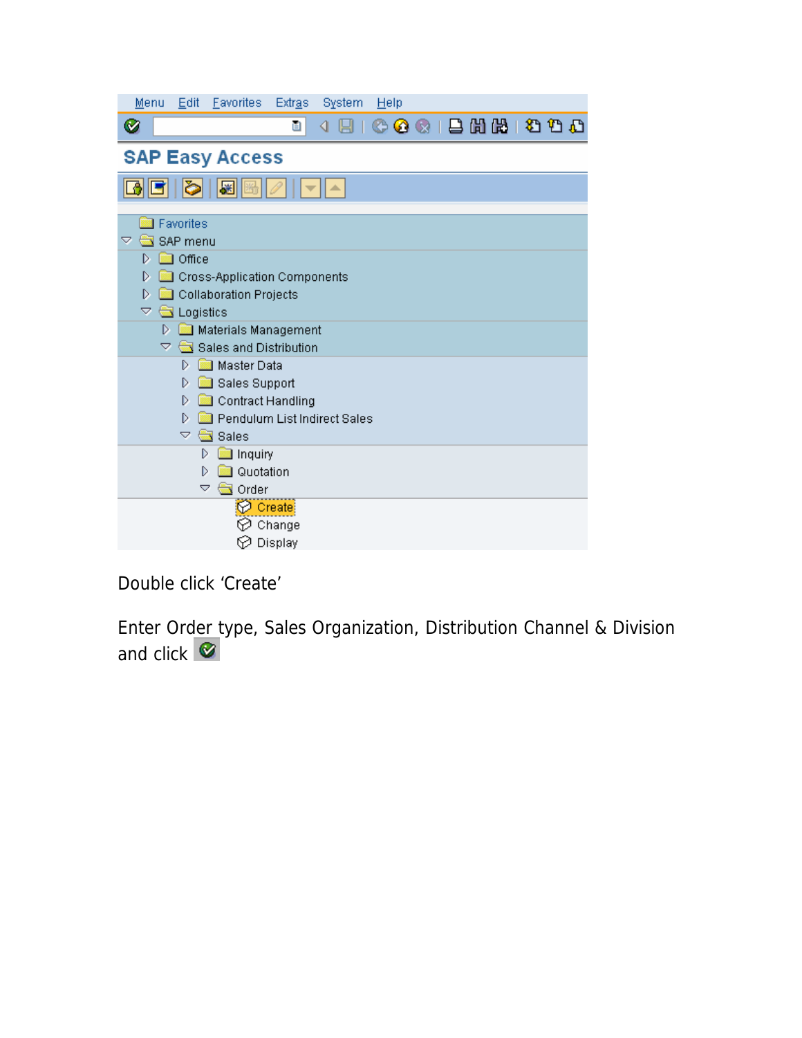Double click ‘Create’

Enter Order type, Sales Organization, Distribution Channel & Division and click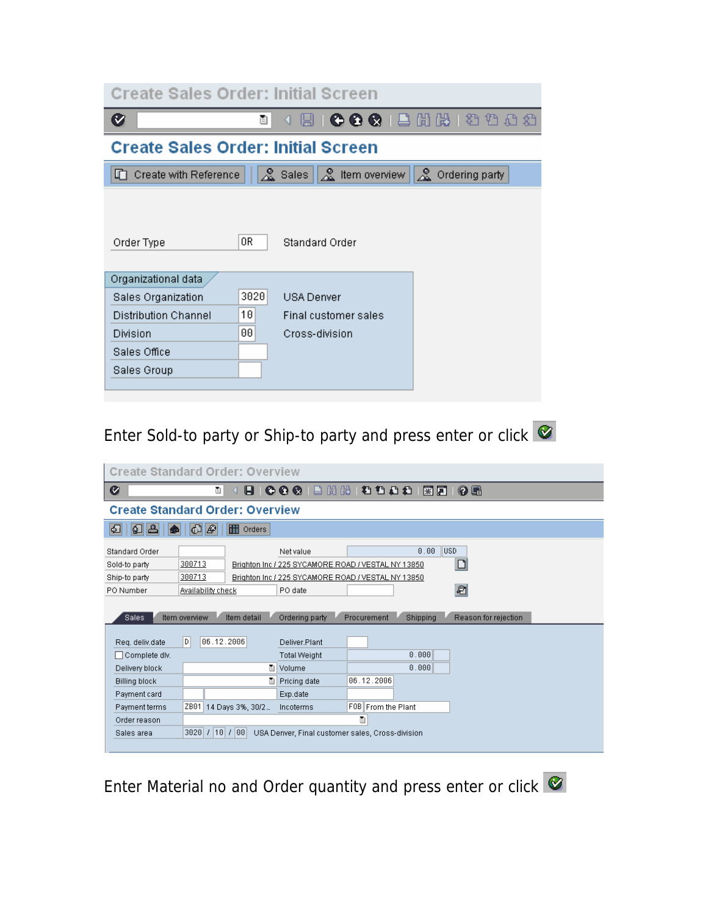## Create Sales Order: Initial Screen

Create with Reference | Sales | Item overview | Ordering party

| | | |
|---|---|---|
| Order Type | OR | Standard Order |

**Organizational data**

| | | |
|---|---|---|
| Sales Organization | 3020 | USA Denver |
| Distribution Channel | 10 | Final customer sales |
| Division | 00 | Cross-division |
| Sales Office | | |
| Sales Group | | |

Enter Sold-to party or Ship-to party and press enter or click

## Create Standard Order: Overview

Orders

| | | | |
|---|---|---|---|
| Standard Order | | Net value | 0.00 USD |
| Sold-to party | 300713 | Brighton Inc / 225 SYCAMORE ROAD / VESTAL NY 13850 | |
| Ship-to party | 300713 | Brighton Inc / 225 SYCAMORE ROAD / VESTAL NY 13850 | |
| PO Number | Availability check | PO date | |

Sales | Item overview | Item detail | Ordering party | Procurement | Shipping | Reason for rejection

| | | | |
|---|---|---|---|
| Req. deliv.date | D 06.12.2006 | Deliver.Plant | |
| Complete dlv. | | Total Weight | 0.000 |
| Delivery block | | Volume | 0.000 |
| Billing block | | Pricing date | 06.12.2006 |
| Payment card | | Exp.date | |
| Payment terms | ZB01 14 Days 3%, 30/2... | Incoterms | FOB From the Plant |
| Order reason | | | |
| Sales area | 3020 / 10 / 00 USA Denver, Final customer sales, Cross-division | | |

Enter Material no and Order quantity and press enter or click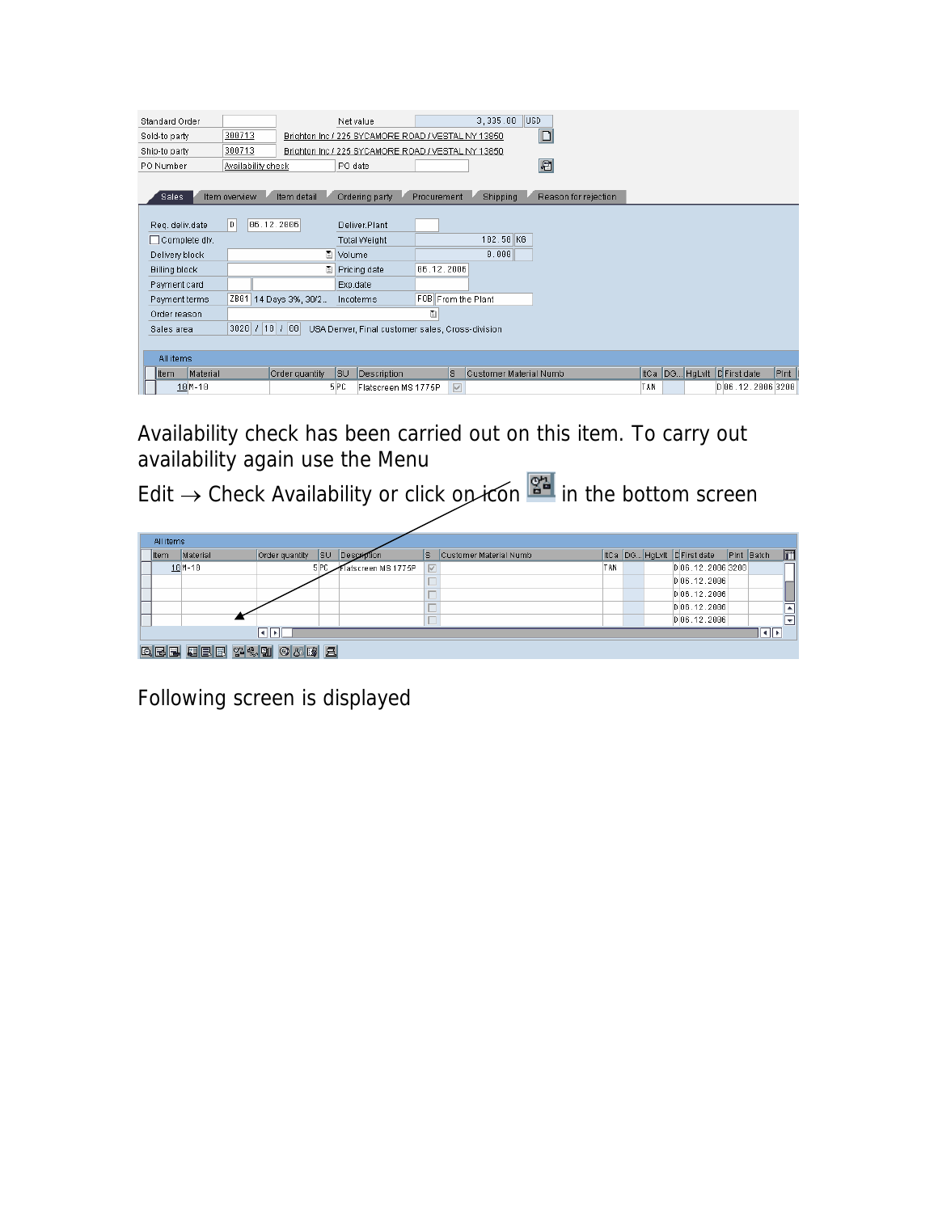| Standard Order | | Net value | 3,335.00 USD |
|---|---|---|---|
| Sold-to party | 300713 | Brichton Inc / 225 SYCAMORE ROAD / VESTAL NY 13850 | |
| Ship-to party | 300713 | Brichton Inc / 225 SYCAMORE ROAD / VESTAL NY 13850 | |
| PO Number | Availability check | PO date | |

Sales | Item overview | Item detail | Ordering party | Procurement | Shipping | Reason for rejection

| Field | Value | Field | Value |
|---|---|---|---|
| Req. deliv.date | D 06.12.2006 | Deliver.Plant | |
| Complete dlv. | | Total Weight | 102.50 KG |
| Delivery block | | Volume | 0.000 |
| Billing block | | Pricing date | 06.12.2006 |
| Payment card | | Exp.date | |
| Payment terms | ZB01 14 Days 3%, 30/2.. | Incoterms | FOB From the Plant |
| Order reason | | | |
| Sales area | 3020 / 10 / 00 USA Denver, Final customer sales, Cross-division | | |

All items

| Item | Material | Order quantity | SU | Description | S | Customer Material Numb | ItCa | DG.. | HgLvIt | D | First date | Plnt |
|---|---|---|---|---|---|---|---|---|---|---|---|---|
| 10 | M-10 | 5 | PC | Flatscreen MS 1775P | ☑ | | TAN | | | D | 06.12.2006 | 3200 |

Availability check has been carried out on this item. To carry out availability again use the Menu

Edit → Check Availability or click on icon in the bottom screen

All items

| Item | Material | Order quantity | SU | Description | S | Customer Material Numb | ItCa | DG.. | HgLvIt | D | First date | Plnt | Batch |
|---|---|---|---|---|---|---|---|---|---|---|---|---|---|
| 10 | M-10 | 5 | PC | Flatscreen MS 1775P | ☑ | | TAN | | | D | 06.12.2006 | 3200 | |
| | | | | | ☐ | | | | | D | 06.12.2006 | | |
| | | | | | ☐ | | | | | D | 06.12.2006 | | |
| | | | | | ☐ | | | | | D | 06.12.2006 | | |
| | | | | | ☐ | | | | | D | 06.12.2006 | | |

Following screen is displayed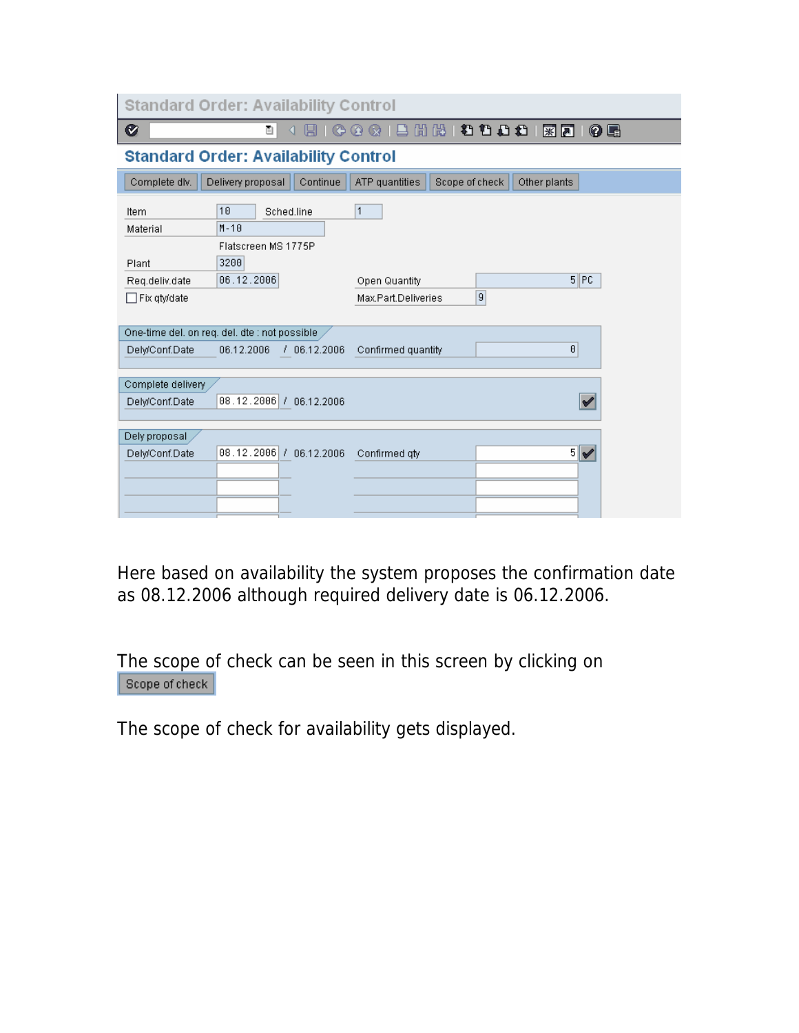**Standard Order: Availability Control**

Complete dlv. | Delivery proposal | Continue | ATP quantities | Scope of check | Other plants

| | | | |
|---|---|---|---|
| Item | 10 | Sched.line | 1 |
| Material | M-10 | | |
| | Flatscreen MS 1775P | | |
| Plant | 3200 | | |
| Req.deliv.date | 06.12.2006 | Open Quantity | 5 PC |
| Fix qty/date | | Max.Part.Deliveries | 9 |

**One-time del. on req. del. dte : not possible**

| | | | |
|---|---|---|---|
| Dely/Conf.Date | 06.12.2006 / 06.12.2006 | Confirmed quantity | 0 |

**Complete delivery**

| | |
|---|---|
| Dely/Conf.Date | 08.12.2006 / 06.12.2006 |

**Dely proposal**

| | | | |
|---|---|---|---|
| Dely/Conf.Date | 08.12.2006 / 06.12.2006 | Confirmed qty | 5 |

Here based on availability the system proposes the confirmation date as 08.12.2006 although required delivery date is 06.12.2006.

The scope of check can be seen in this screen by clicking on Scope of check

The scope of check for availability gets displayed.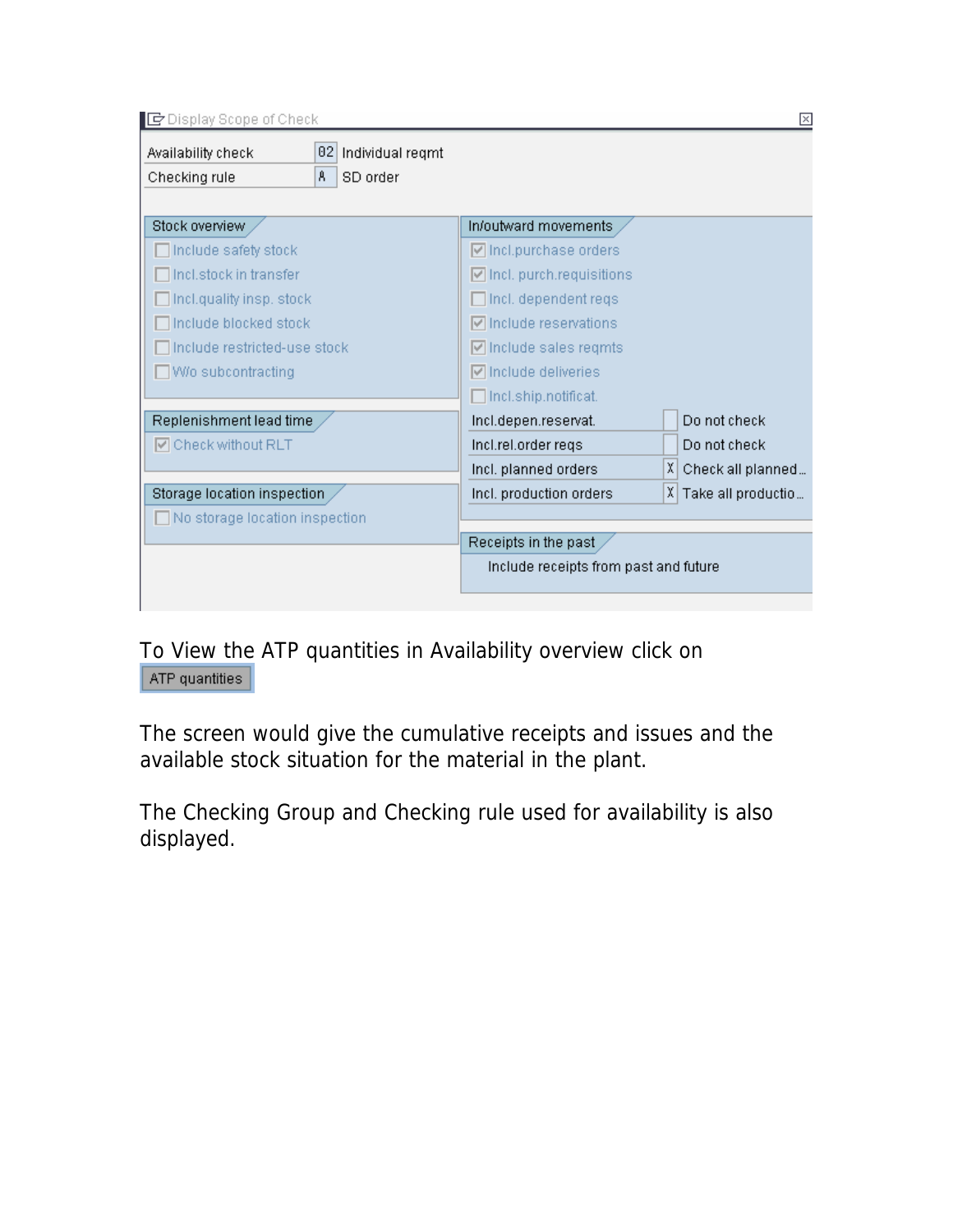**Display Scope of Check**

| Availability check | 02 | Individual reqmt |
|---|---|---|
| Checking rule | A | SD order |

**Stock overview**

- [ ] Include safety stock
- [ ] Incl.stock in transfer
- [ ] Incl.quality insp. stock
- [ ] Include blocked stock
- [ ] Include restricted-use stock
- [ ] W/o subcontracting

**Replenishment lead time**

- [x] Check without RLT

**Storage location inspection**

- [ ] No storage location inspection

**In/outward movements**

- [x] Incl.purchase orders
- [x] Incl. purch.requisitions
- [ ] Incl. dependent reqs
- [x] Include reservations
- [x] Include sales reqmts
- [x] Include deliveries
- [ ] Incl.ship.notificat.

| | | |
|---|---|---|
| Incl.depen.reservat. | | Do not check |
| Incl.rel.order reqs | | Do not check |
| Incl. planned orders | X | Check all planned... |
| Incl. production orders | X | Take all productio... |

**Receipts in the past**

Include receipts from past and future

To View the ATP quantities in Availability overview click on ATP quantities

The screen would give the cumulative receipts and issues and the available stock situation for the material in the plant.

The Checking Group and Checking rule used for availability is also displayed.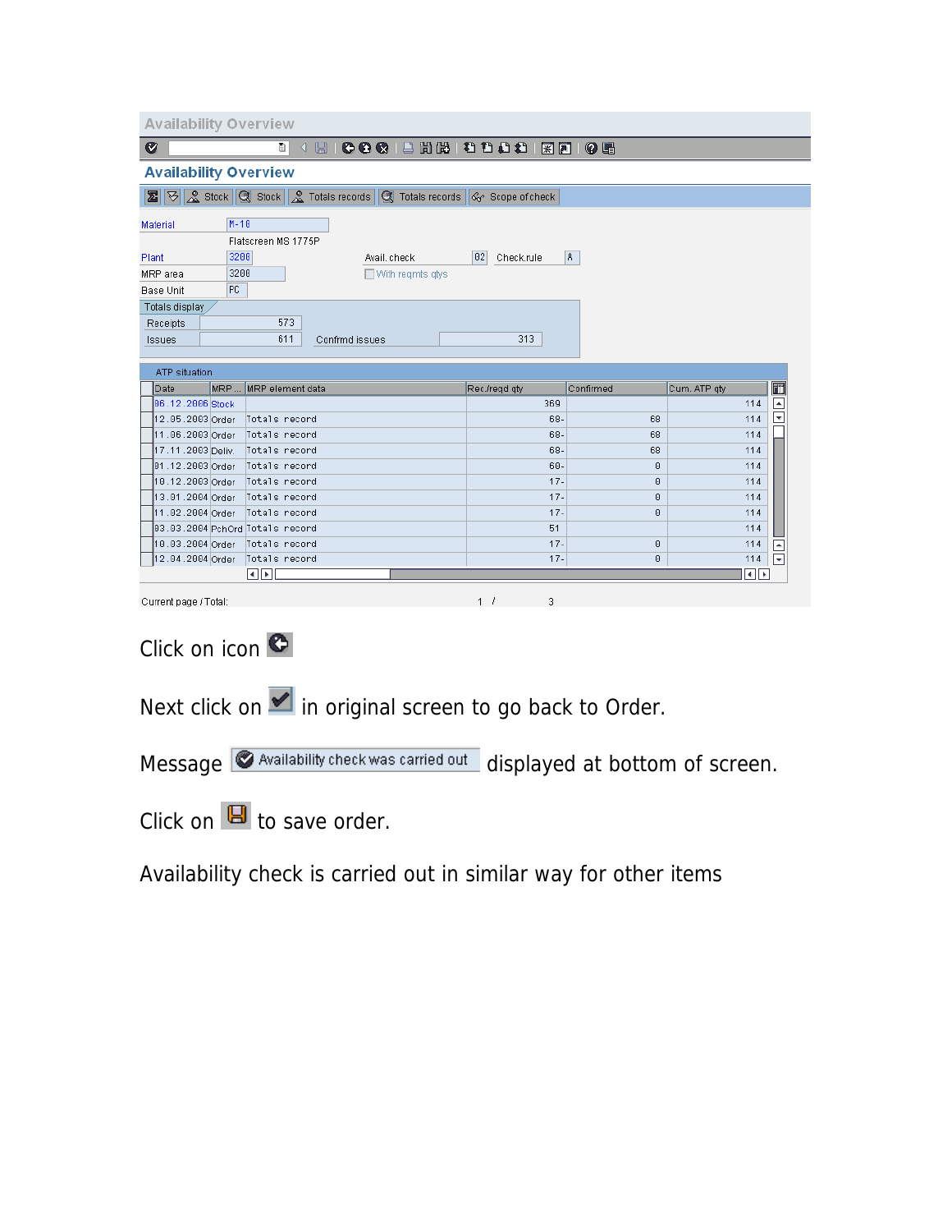Availability Overview

Availability Overview

Stock | Stock | Totals records | Totals records | Scope of check

Material M-10
Flatscreen MS 1775P

Plant 3200 | Avail. check 02 | Check rule A

MRP area 3200 | With reqmts qtys

Base Unit PC

Totals display

Receipts 573

Issues 611 | Confrmd issues 313

ATP situation

| Date | MRP ... | MRP element data | Rec./reqd qty | Confirmed | Cum. ATP qty |
|---|---|---|---|---|---|
| 06.12.2006 | Stock | | 369 | | 114 |
| 12.05.2003 | Order | Totals record | 68- | 68 | 114 |
| 11.06.2003 | Order | Totals record | 68- | 68 | 114 |
| 17.11.2003 | Deliv. | Totals record | 68- | 68 | 114 |
| 01.12.2003 | Order | Totals record | 60- | 0 | 114 |
| 10.12.2003 | Order | Totals record | 17- | 0 | 114 |
| 13.01.2004 | Order | Totals record | 17- | 0 | 114 |
| 11.02.2004 | Order | Totals record | 17- | 0 | 114 |
| 03.03.2004 | PchOrd | Totals record | 51 | | 114 |
| 10.03.2004 | Order | Totals record | 17- | 0 | 114 |
| 12.04.2004 | Order | Totals record | 17- | 0 | 114 |

Current page / Total: 1 / 3

Click on icon

Next click on in original screen to go back to Order.

Message Availability check was carried out displayed at bottom of screen.

Click on to save order.

Availability check is carried out in similar way for other items